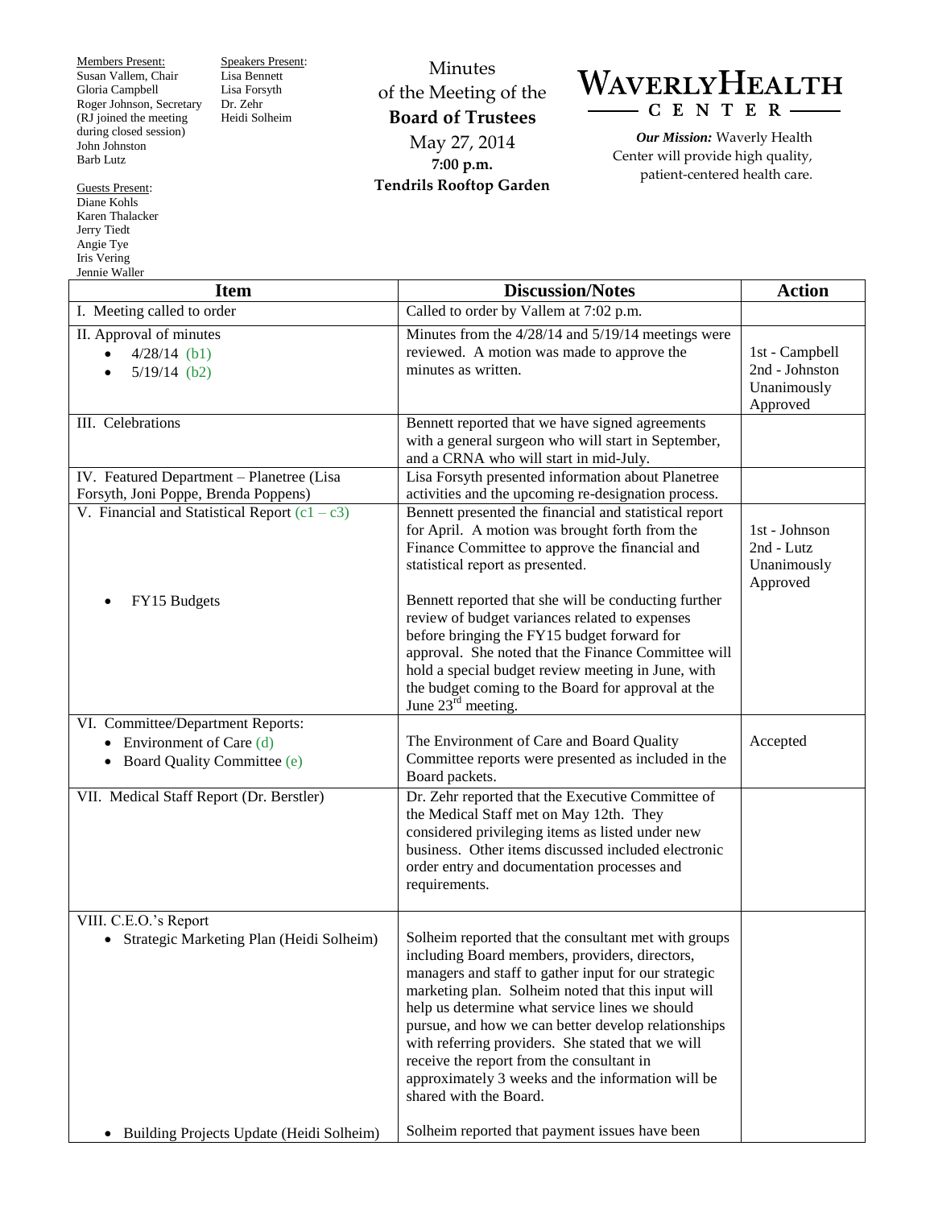Members Present:
Susan Vallem, Chair
Gloria Campbell
Roger Johnson, Secretary
(RJ joined the meeting during closed session)
John Johnston
Barb Lutz

Speakers Present:
Lisa Bennett
Lisa Forsyth
Dr. Zehr
Heidi Solheim

Guests Present:
Diane Kohls
Karen Thalacker
Jerry Tiedt
Angie Tye
Iris Vering
Jennie Waller

Minutes
of the Meeting of the
**Board of Trustees**
May 27, 2014
**7:00 p.m.**
**Tendrils Rooftop Garden**

# WAVERLY HEALTH CENTER

***Our Mission:*** Waverly Health Center will provide high quality, patient-centered health care.

| Item | Discussion/Notes | Action |
|---|---|---|
| I. Meeting called to order | Called to order by Vallem at 7:02 p.m. | |
| II. Approval of minutes<br>• 4/28/14 (b1)<br>• 5/19/14 (b2) | Minutes from the 4/28/14 and 5/19/14 meetings were reviewed. A motion was made to approve the minutes as written. | 1st - Campbell<br>2nd - Johnston<br>Unanimously Approved |
| III. Celebrations | Bennett reported that we have signed agreements with a general surgeon who will start in September, and a CRNA who will start in mid-July. | |
| IV. Featured Department – Planetree (Lisa Forsyth, Joni Poppe, Brenda Poppens) | Lisa Forsyth presented information about Planetree activities and the upcoming re-designation process. | |
| V. Financial and Statistical Report (c1 – c3)<br><br>• FY15 Budgets | Bennett presented the financial and statistical report for April. A motion was brought forth from the Finance Committee to approve the financial and statistical report as presented.<br><br>Bennett reported that she will be conducting further review of budget variances related to expenses before bringing the FY15 budget forward for approval. She noted that the Finance Committee will hold a special budget review meeting in June, with the budget coming to the Board for approval at the June 23rd meeting. | 1st - Johnson<br>2nd - Lutz<br>Unanimously Approved |
| VI. Committee/Department Reports:<br>• Environment of Care (d)<br>• Board Quality Committee (e) | The Environment of Care and Board Quality Committee reports were presented as included in the Board packets. | Accepted |
| VII. Medical Staff Report (Dr. Berstler) | Dr. Zehr reported that the Executive Committee of the Medical Staff met on May 12th. They considered privileging items as listed under new business. Other items discussed included electronic order entry and documentation processes and requirements. | |
| VIII. C.E.O.'s Report<br>• Strategic Marketing Plan (Heidi Solheim)<br><br>• Building Projects Update (Heidi Solheim) | Solheim reported that the consultant met with groups including Board members, providers, directors, managers and staff to gather input for our strategic marketing plan. Solheim noted that this input will help us determine what service lines we should pursue, and how we can better develop relationships with referring providers. She stated that we will receive the report from the consultant in approximately 3 weeks and the information will be shared with the Board.<br><br>Solheim reported that payment issues have been | |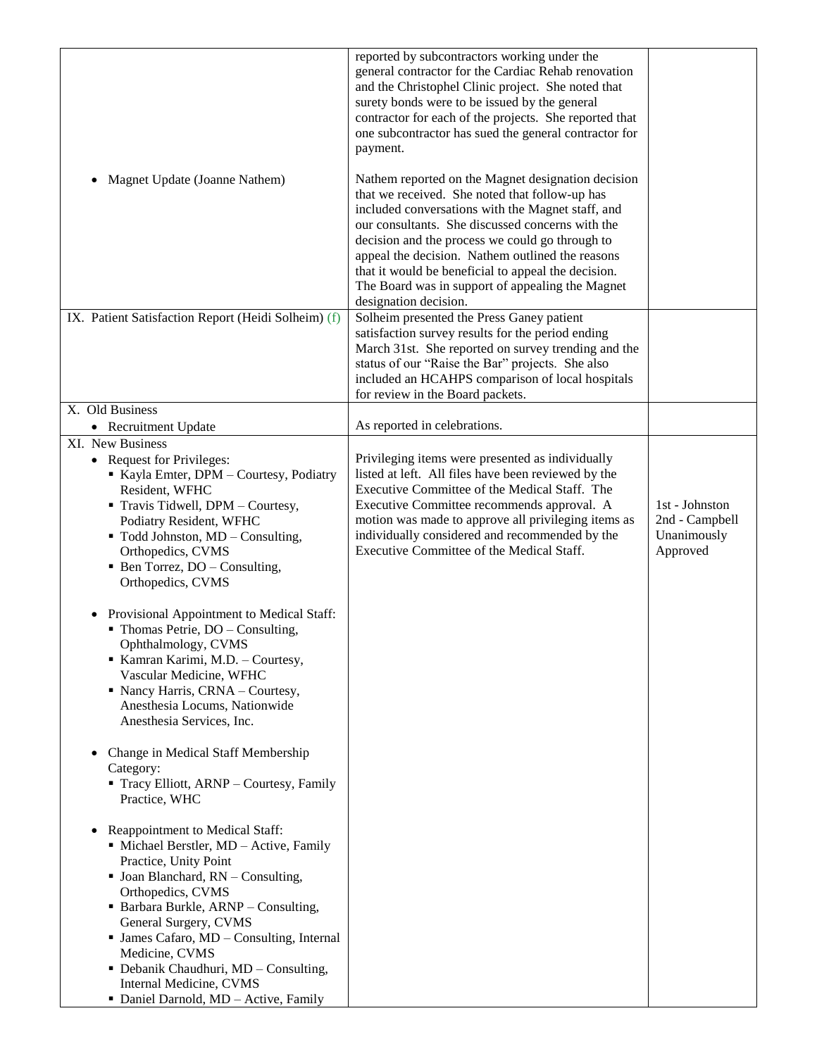| | | |
|---|---|---|
| | reported by subcontractors working under the general contractor for the Cardiac Rehab renovation and the Christophel Clinic project. She noted that surety bonds were to be issued by the general contractor for each of the projects. She reported that one subcontractor has sued the general contractor for payment. | |
| • Magnet Update (Joanne Nathem) | Nathem reported on the Magnet designation decision that we received. She noted that follow-up has included conversations with the Magnet staff, and our consultants. She discussed concerns with the decision and the process we could go through to appeal the decision. Nathem outlined the reasons that it would be beneficial to appeal the decision. The Board was in support of appealing the Magnet designation decision. | |
| IX. Patient Satisfaction Report (Heidi Solheim) (f) | Solheim presented the Press Ganey patient satisfaction survey results for the period ending March 31st. She reported on survey trending and the status of our "Raise the Bar" projects. She also included an HCAHPS comparison of local hospitals for review in the Board packets. | |
| X. Old Business<br>• Recruitment Update | As reported in celebrations. | |
| XI. New Business<br>• Request for Privileges:<br>▪ Kayla Emter, DPM – Courtesy, Podiatry Resident, WFHC<br>▪ Travis Tidwell, DPM – Courtesy, Podiatry Resident, WFHC<br>▪ Todd Johnston, MD – Consulting, Orthopedics, CVMS<br>▪ Ben Torrez, DO – Consulting, Orthopedics, CVMS<br><br>• Provisional Appointment to Medical Staff:<br>▪ Thomas Petrie, DO – Consulting, Ophthalmology, CVMS<br>▪ Kamran Karimi, M.D. – Courtesy, Vascular Medicine, WFHC<br>▪ Nancy Harris, CRNA – Courtesy, Anesthesia Locums, Nationwide Anesthesia Services, Inc.<br><br>• Change in Medical Staff Membership Category:<br>▪ Tracy Elliott, ARNP – Courtesy, Family Practice, WHC<br><br>• Reappointment to Medical Staff:<br>▪ Michael Berstler, MD – Active, Family Practice, Unity Point<br>▪ Joan Blanchard, RN – Consulting, Orthopedics, CVMS<br>▪ Barbara Burkle, ARNP – Consulting, General Surgery, CVMS<br>▪ James Cafaro, MD – Consulting, Internal Medicine, CVMS<br>▪ Debanik Chaudhuri, MD – Consulting, Internal Medicine, CVMS<br>▪ Daniel Darnold, MD – Active, Family | Privileging items were presented as individually listed at left. All files have been reviewed by the Executive Committee of the Medical Staff. The Executive Committee recommends approval. A motion was made to approve all privileging items as individually considered and recommended by the Executive Committee of the Medical Staff. | 1st - Johnston<br>2nd - Campbell<br>Unanimously Approved |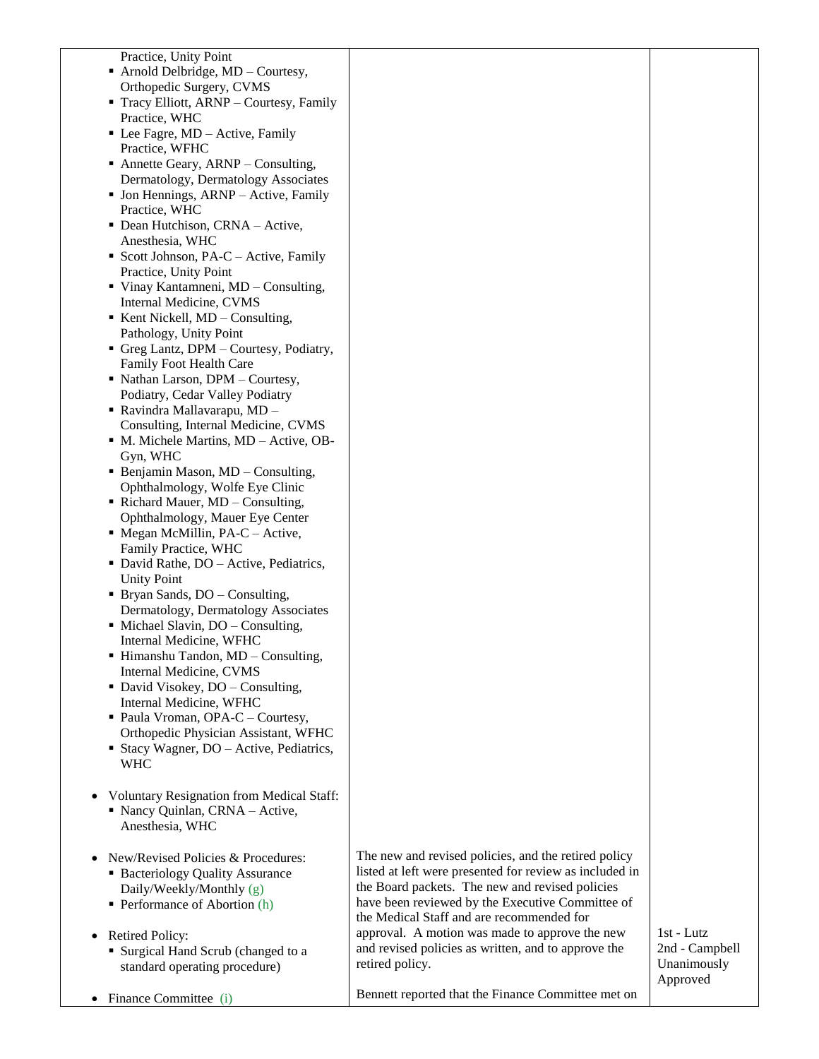| | | |
|---|---|---|
| Practice, Unity Point<br>▪ Arnold Delbridge, MD – Courtesy, Orthopedic Surgery, CVMS<br>▪ Tracy Elliott, ARNP – Courtesy, Family Practice, WHC<br>▪ Lee Fagre, MD – Active, Family Practice, WFHC<br>▪ Annette Geary, ARNP – Consulting, Dermatology, Dermatology Associates<br>▪ Jon Hennings, ARNP – Active, Family Practice, WHC<br>▪ Dean Hutchison, CRNA – Active, Anesthesia, WHC<br>▪ Scott Johnson, PA-C – Active, Family Practice, Unity Point<br>▪ Vinay Kantamneni, MD – Consulting, Internal Medicine, CVMS<br>▪ Kent Nickell, MD – Consulting, Pathology, Unity Point<br>▪ Greg Lantz, DPM – Courtesy, Podiatry, Family Foot Health Care<br>▪ Nathan Larson, DPM – Courtesy, Podiatry, Cedar Valley Podiatry<br>▪ Ravindra Mallavarapu, MD – Consulting, Internal Medicine, CVMS<br>▪ M. Michele Martins, MD – Active, OB-Gyn, WHC<br>▪ Benjamin Mason, MD – Consulting, Ophthalmology, Wolfe Eye Clinic<br>▪ Richard Mauer, MD – Consulting, Ophthalmology, Mauer Eye Center<br>▪ Megan McMillin, PA-C – Active, Family Practice, WHC<br>▪ David Rathe, DO – Active, Pediatrics, Unity Point<br>▪ Bryan Sands, DO – Consulting, Dermatology, Dermatology Associates<br>▪ Michael Slavin, DO – Consulting, Internal Medicine, WFHC<br>▪ Himanshu Tandon, MD – Consulting, Internal Medicine, CVMS<br>▪ David Visokey, DO – Consulting, Internal Medicine, WFHC<br>▪ Paula Vroman, OPA-C – Courtesy, Orthopedic Physician Assistant, WFHC<br>▪ Stacy Wagner, DO – Active, Pediatrics, WHC<br><br>• Voluntary Resignation from Medical Staff:<br>▪ Nancy Quinlan, CRNA – Active, Anesthesia, WHC | | |
| • New/Revised Policies & Procedures:<br>▪ Bacteriology Quality Assurance Daily/Weekly/Monthly (g)<br>▪ Performance of Abortion (h)<br><br>• Retired Policy:<br>▪ Surgical Hand Scrub (changed to a standard operating procedure) | The new and revised policies, and the retired policy listed at left were presented for review as included in the Board packets. The new and revised policies have been reviewed by the Executive Committee of the Medical Staff and are recommended for approval. A motion was made to approve the new and revised policies as written, and to approve the retired policy. | 1st - Lutz<br>2nd - Campbell<br>Unanimously Approved |
| • Finance Committee (i) | Bennett reported that the Finance Committee met on | |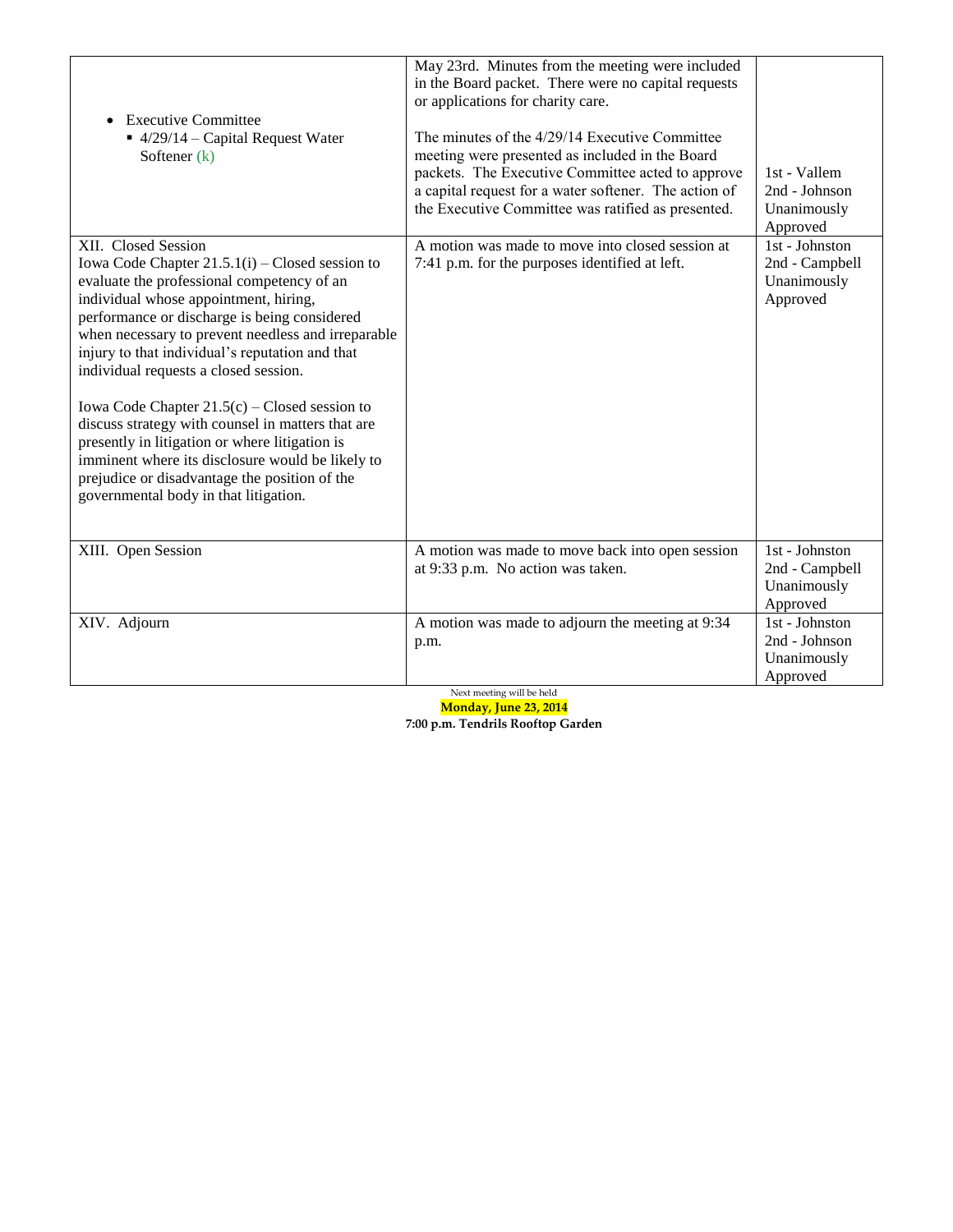| | | |
|---|---|---|
| • Executive Committee<br>▪ 4/29/14 – Capital Request Water Softener (k) | May 23rd. Minutes from the meeting were included in the Board packet. There were no capital requests or applications for charity care.<br><br>The minutes of the 4/29/14 Executive Committee meeting were presented as included in the Board packets. The Executive Committee acted to approve a capital request for a water softener. The action of the Executive Committee was ratified as presented. | 1st - Vallem<br>2nd - Johnson<br>Unanimously Approved |
| XII. Closed Session<br>Iowa Code Chapter 21.5.1(i) – Closed session to evaluate the professional competency of an individual whose appointment, hiring, performance or discharge is being considered when necessary to prevent needless and irreparable injury to that individual's reputation and that individual requests a closed session.<br><br>Iowa Code Chapter 21.5(c) – Closed session to discuss strategy with counsel in matters that are presently in litigation or where litigation is imminent where its disclosure would be likely to prejudice or disadvantage the position of the governmental body in that litigation. | A motion was made to move into closed session at 7:41 p.m. for the purposes identified at left. | 1st - Johnston<br>2nd - Campbell<br>Unanimously Approved |
| XIII. Open Session | A motion was made to move back into open session at 9:33 p.m. No action was taken. | 1st - Johnston<br>2nd - Campbell<br>Unanimously Approved |
| XIV. Adjourn | A motion was made to adjourn the meeting at 9:34 p.m. | 1st - Johnston<br>2nd - Johnson<br>Unanimously Approved |

Next meeting will be held
**Monday, June 23, 2014**
**7:00 p.m. Tendrils Rooftop Garden**